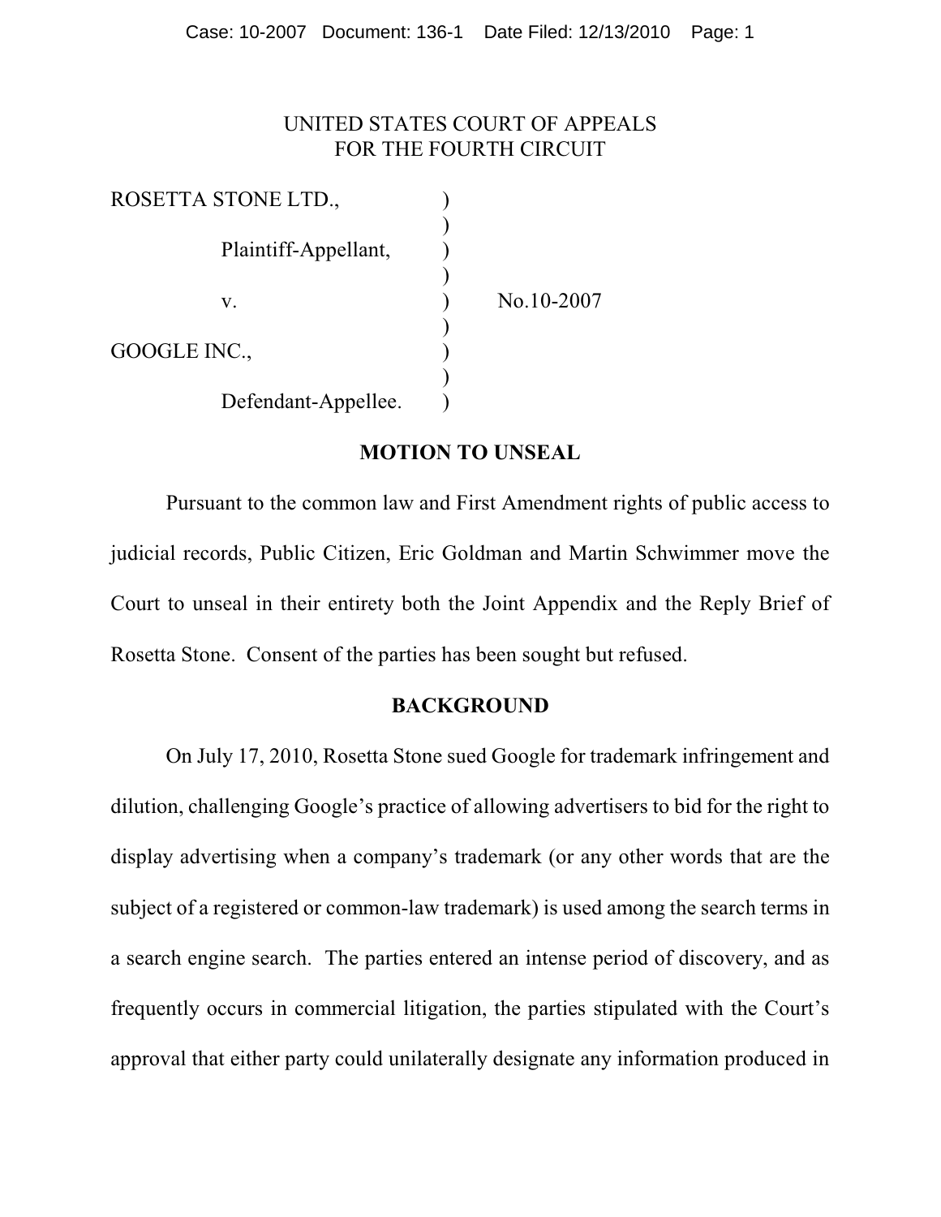UNITED STATES COURT OF APPEALS
FOR THE FOURTH CIRCUIT

| | | |
|---|---|---|
| ROSETTA STONE LTD., | ) | |
| Plaintiff-Appellant, | ) | |
| v. | ) | No.10-2007 |
| GOOGLE INC., | ) | |
| Defendant-Appellee. | ) | |

## MOTION TO UNSEAL

Pursuant to the common law and First Amendment rights of public access to judicial records, Public Citizen, Eric Goldman and Martin Schwimmer move the Court to unseal in their entirety both the Joint Appendix and the Reply Brief of Rosetta Stone. Consent of the parties has been sought but refused.

## BACKGROUND

On July 17, 2010, Rosetta Stone sued Google for trademark infringement and dilution, challenging Google's practice of allowing advertisers to bid for the right to display advertising when a company's trademark (or any other words that are the subject of a registered or common-law trademark) is used among the search terms in a search engine search. The parties entered an intense period of discovery, and as frequently occurs in commercial litigation, the parties stipulated with the Court's approval that either party could unilaterally designate any information produced in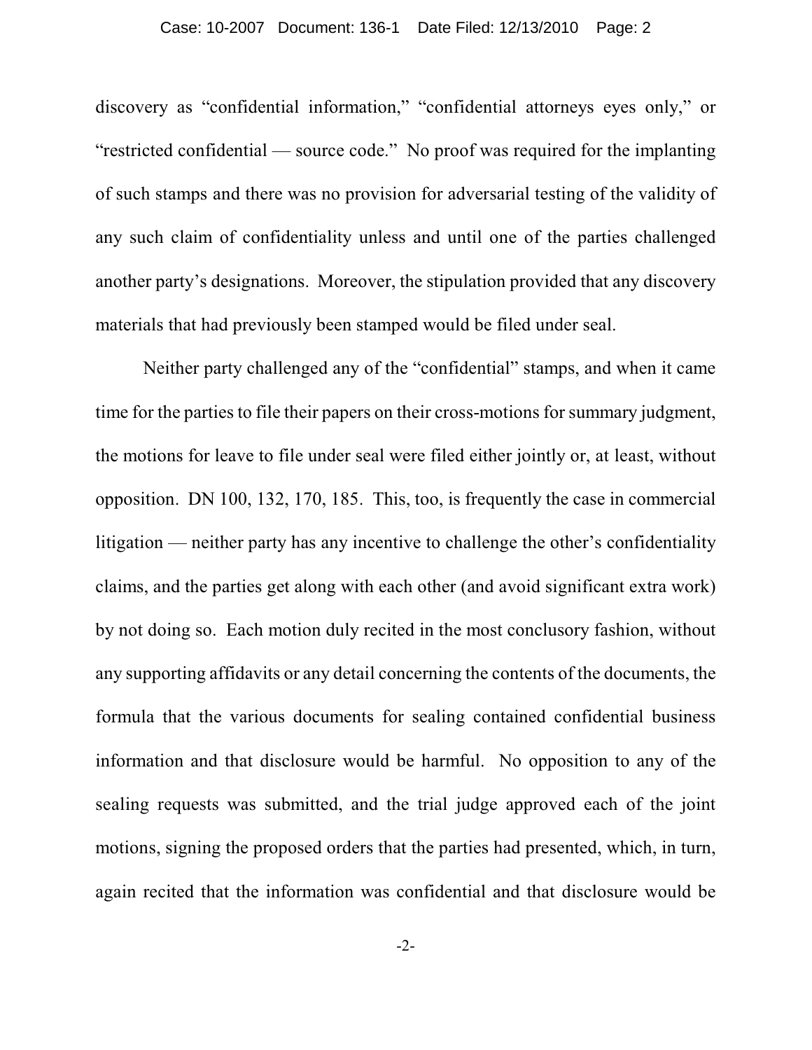discovery as "confidential information," "confidential attorneys eyes only," or "restricted confidential — source code." No proof was required for the implanting of such stamps and there was no provision for adversarial testing of the validity of any such claim of confidentiality unless and until one of the parties challenged another party's designations. Moreover, the stipulation provided that any discovery materials that had previously been stamped would be filed under seal.

Neither party challenged any of the "confidential" stamps, and when it came time for the parties to file their papers on their cross-motions for summary judgment, the motions for leave to file under seal were filed either jointly or, at least, without opposition. DN 100, 132, 170, 185. This, too, is frequently the case in commercial litigation — neither party has any incentive to challenge the other's confidentiality claims, and the parties get along with each other (and avoid significant extra work) by not doing so. Each motion duly recited in the most conclusory fashion, without any supporting affidavits or any detail concerning the contents of the documents, the formula that the various documents for sealing contained confidential business information and that disclosure would be harmful. No opposition to any of the sealing requests was submitted, and the trial judge approved each of the joint motions, signing the proposed orders that the parties had presented, which, in turn, again recited that the information was confidential and that disclosure would be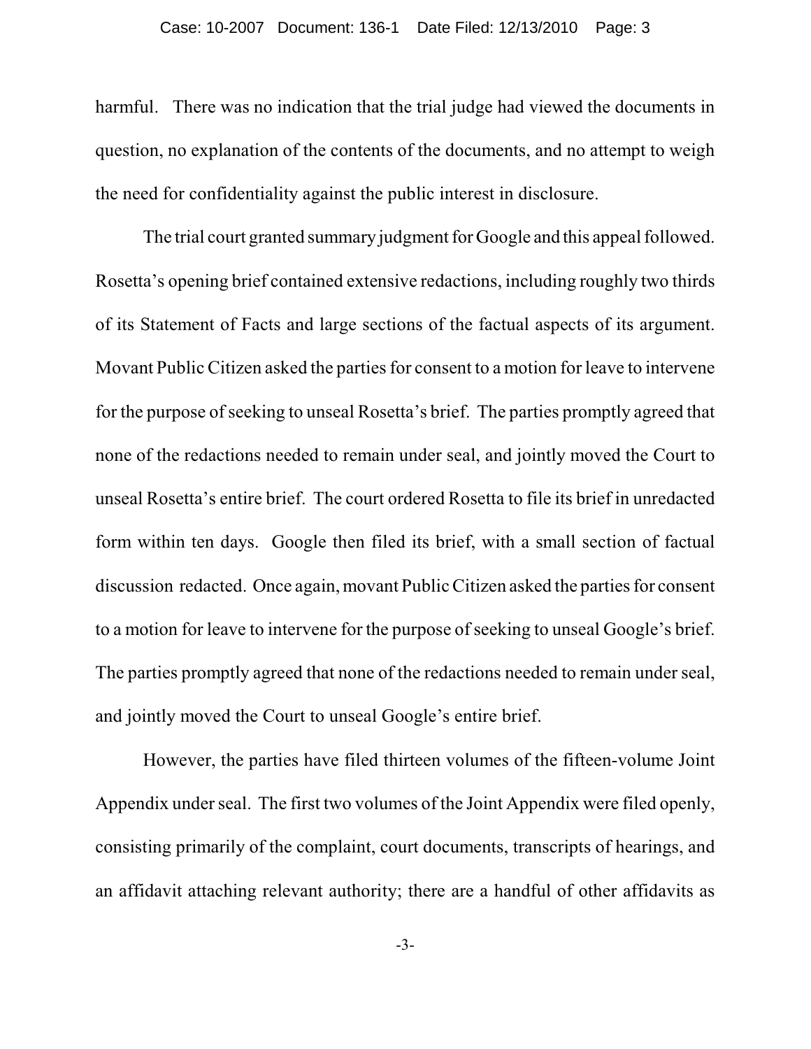harmful. There was no indication that the trial judge had viewed the documents in question, no explanation of the contents of the documents, and no attempt to weigh the need for confidentiality against the public interest in disclosure.

The trial court granted summary judgment for Google and this appeal followed. Rosetta's opening brief contained extensive redactions, including roughly two thirds of its Statement of Facts and large sections of the factual aspects of its argument. Movant Public Citizen asked the parties for consent to a motion for leave to intervene for the purpose of seeking to unseal Rosetta's brief. The parties promptly agreed that none of the redactions needed to remain under seal, and jointly moved the Court to unseal Rosetta's entire brief. The court ordered Rosetta to file its brief in unredacted form within ten days. Google then filed its brief, with a small section of factual discussion redacted. Once again, movant Public Citizen asked the parties for consent to a motion for leave to intervene for the purpose of seeking to unseal Google's brief. The parties promptly agreed that none of the redactions needed to remain under seal, and jointly moved the Court to unseal Google's entire brief.

However, the parties have filed thirteen volumes of the fifteen-volume Joint Appendix under seal. The first two volumes of the Joint Appendix were filed openly, consisting primarily of the complaint, court documents, transcripts of hearings, and an affidavit attaching relevant authority; there are a handful of other affidavits as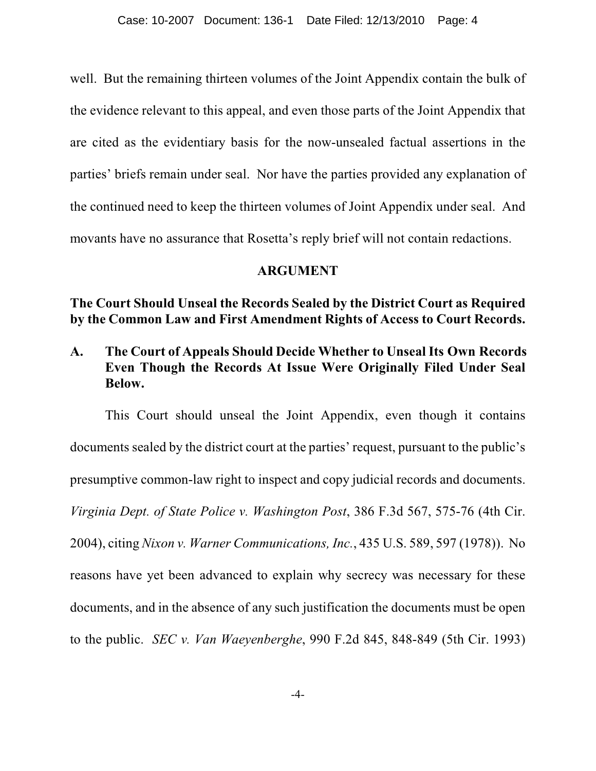well. But the remaining thirteen volumes of the Joint Appendix contain the bulk of the evidence relevant to this appeal, and even those parts of the Joint Appendix that are cited as the evidentiary basis for the now-unsealed factual assertions in the parties' briefs remain under seal. Nor have the parties provided any explanation of the continued need to keep the thirteen volumes of Joint Appendix under seal. And movants have no assurance that Rosetta's reply brief will not contain redactions.

## ARGUMENT

### The Court Should Unseal the Records Sealed by the District Court as Required by the Common Law and First Amendment Rights of Access to Court Records.

#### A. The Court of Appeals Should Decide Whether to Unseal Its Own Records Even Though the Records At Issue Were Originally Filed Under Seal Below.

This Court should unseal the Joint Appendix, even though it contains documents sealed by the district court at the parties' request, pursuant to the public's presumptive common-law right to inspect and copy judicial records and documents. *Virginia Dept. of State Police v. Washington Post*, 386 F.3d 567, 575-76 (4th Cir. 2004), citing *Nixon v. Warner Communications, Inc.*, 435 U.S. 589, 597 (1978)). No reasons have yet been advanced to explain why secrecy was necessary for these documents, and in the absence of any such justification the documents must be open to the public. *SEC v. Van Waeyenberghe*, 990 F.2d 845, 848-849 (5th Cir. 1993)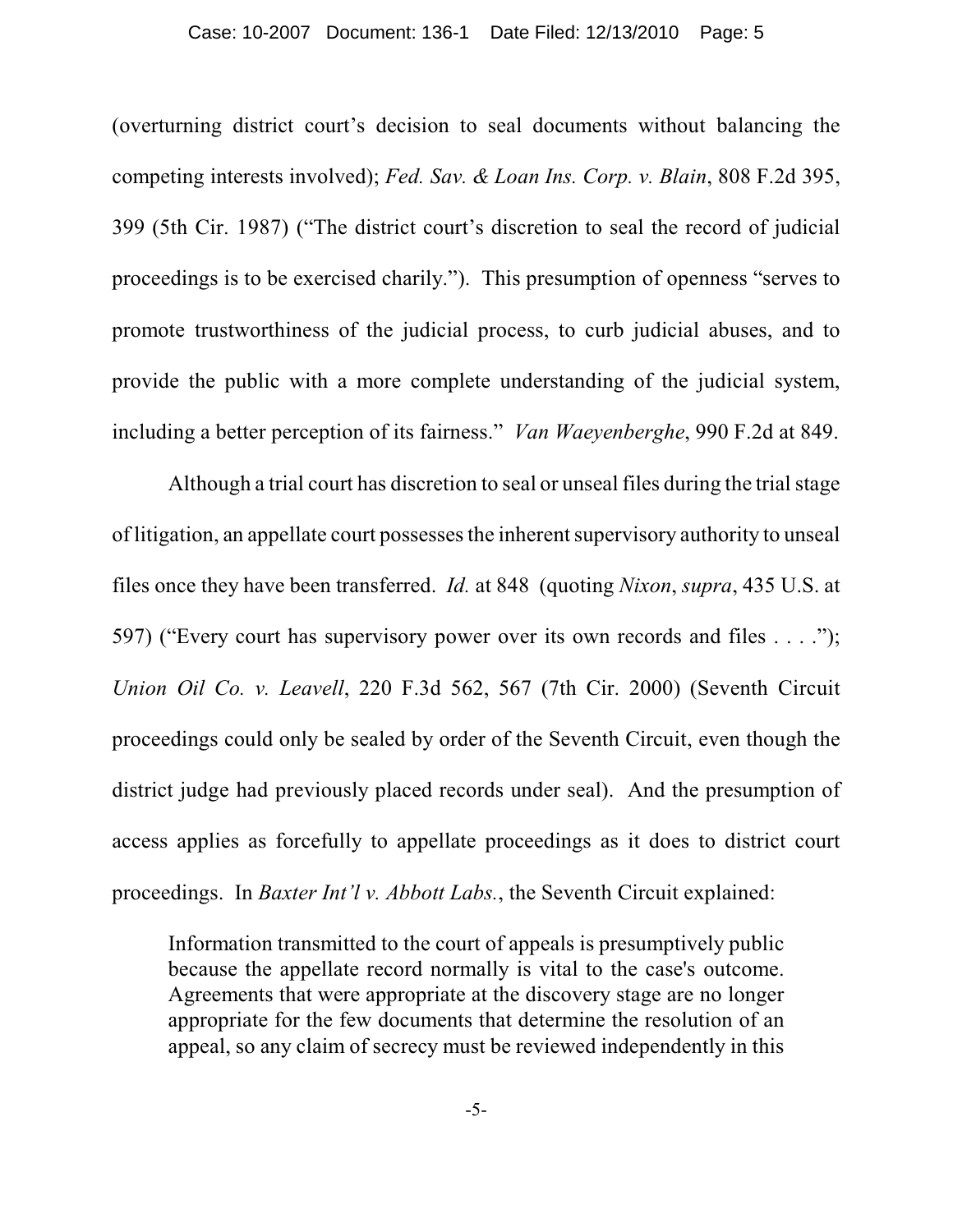(overturning district court's decision to seal documents without balancing the competing interests involved); *Fed. Sav. & Loan Ins. Corp. v. Blain*, 808 F.2d 395, 399 (5th Cir. 1987) ("The district court's discretion to seal the record of judicial proceedings is to be exercised charily."). This presumption of openness "serves to promote trustworthiness of the judicial process, to curb judicial abuses, and to provide the public with a more complete understanding of the judicial system, including a better perception of its fairness." *Van Waeyenberghe*, 990 F.2d at 849.

Although a trial court has discretion to seal or unseal files during the trial stage of litigation, an appellate court possesses the inherent supervisory authority to unseal files once they have been transferred. *Id.* at 848 (quoting *Nixon*, *supra*, 435 U.S. at 597) ("Every court has supervisory power over its own records and files . . . ."); *Union Oil Co. v. Leavell*, 220 F.3d 562, 567 (7th Cir. 2000) (Seventh Circuit proceedings could only be sealed by order of the Seventh Circuit, even though the district judge had previously placed records under seal). And the presumption of access applies as forcefully to appellate proceedings as it does to district court proceedings. In *Baxter Int'l v. Abbott Labs.*, the Seventh Circuit explained:

> Information transmitted to the court of appeals is presumptively public because the appellate record normally is vital to the case's outcome. Agreements that were appropriate at the discovery stage are no longer appropriate for the few documents that determine the resolution of an appeal, so any claim of secrecy must be reviewed independently in this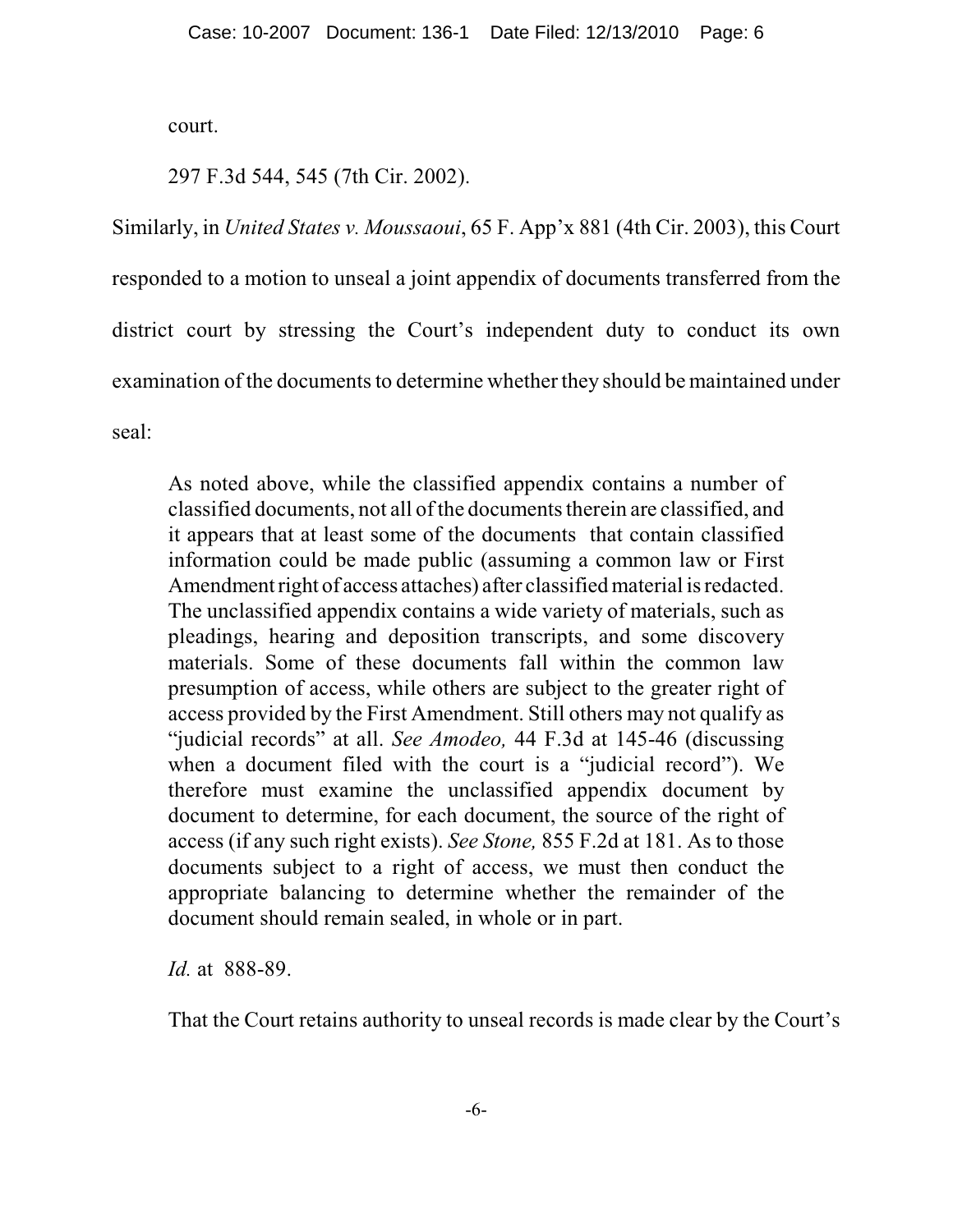court.

297 F.3d 544, 545 (7th Cir. 2002).

Similarly, in *United States v. Moussaoui*, 65 F. App'x 881 (4th Cir. 2003), this Court responded to a motion to unseal a joint appendix of documents transferred from the district court by stressing the Court's independent duty to conduct its own examination of the documents to determine whether they should be maintained under seal:

> As noted above, while the classified appendix contains a number of classified documents, not all of the documents therein are classified, and it appears that at least some of the documents that contain classified information could be made public (assuming a common law or First Amendment right of access attaches) after classified material is redacted. The unclassified appendix contains a wide variety of materials, such as pleadings, hearing and deposition transcripts, and some discovery materials. Some of these documents fall within the common law presumption of access, while others are subject to the greater right of access provided by the First Amendment. Still others may not qualify as "judicial records" at all. *See Amodeo,* 44 F.3d at 145-46 (discussing when a document filed with the court is a "judicial record"). We therefore must examine the unclassified appendix document by document to determine, for each document, the source of the right of access (if any such right exists). *See Stone,* 855 F.2d at 181. As to those documents subject to a right of access, we must then conduct the appropriate balancing to determine whether the remainder of the document should remain sealed, in whole or in part.
>
> *Id.* at 888-89.

That the Court retains authority to unseal records is made clear by the Court's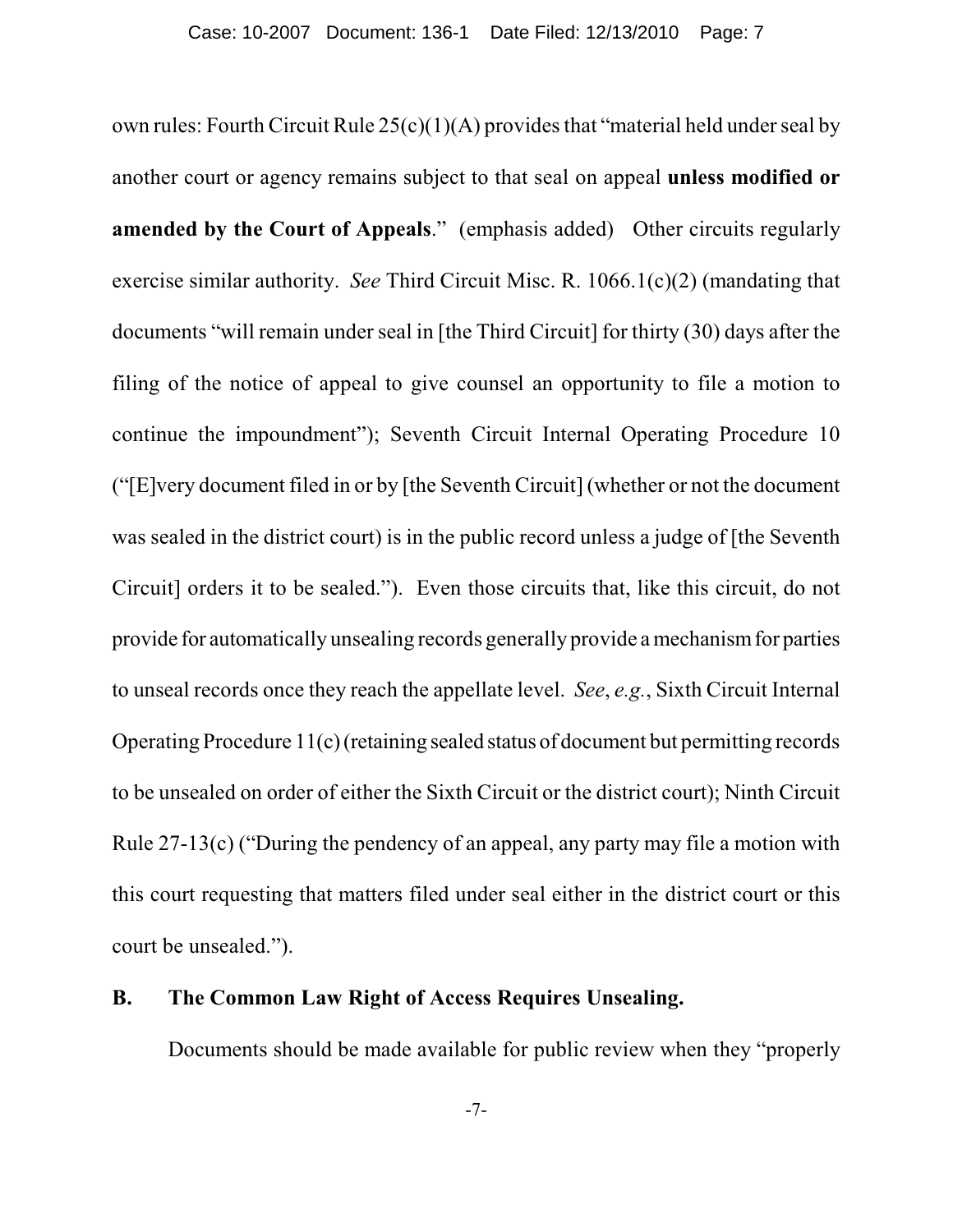own rules: Fourth Circuit Rule 25(c)(1)(A) provides that "material held under seal by another court or agency remains subject to that seal on appeal **unless modified or amended by the Court of Appeals**." (emphasis added) Other circuits regularly exercise similar authority. *See* Third Circuit Misc. R. 1066.1(c)(2) (mandating that documents "will remain under seal in [the Third Circuit] for thirty (30) days after the filing of the notice of appeal to give counsel an opportunity to file a motion to continue the impoundment"); Seventh Circuit Internal Operating Procedure 10 ("[E]very document filed in or by [the Seventh Circuit] (whether or not the document was sealed in the district court) is in the public record unless a judge of [the Seventh Circuit] orders it to be sealed."). Even those circuits that, like this circuit, do not provide for automatically unsealing records generally provide a mechanism for parties to unseal records once they reach the appellate level. *See*, *e.g.*, Sixth Circuit Internal Operating Procedure 11(c) (retaining sealed status of document but permitting records to be unsealed on order of either the Sixth Circuit or the district court); Ninth Circuit Rule 27-13(c) ("During the pendency of an appeal, any party may file a motion with this court requesting that matters filed under seal either in the district court or this court be unsealed.").

## B. The Common Law Right of Access Requires Unsealing.

Documents should be made available for public review when they "properly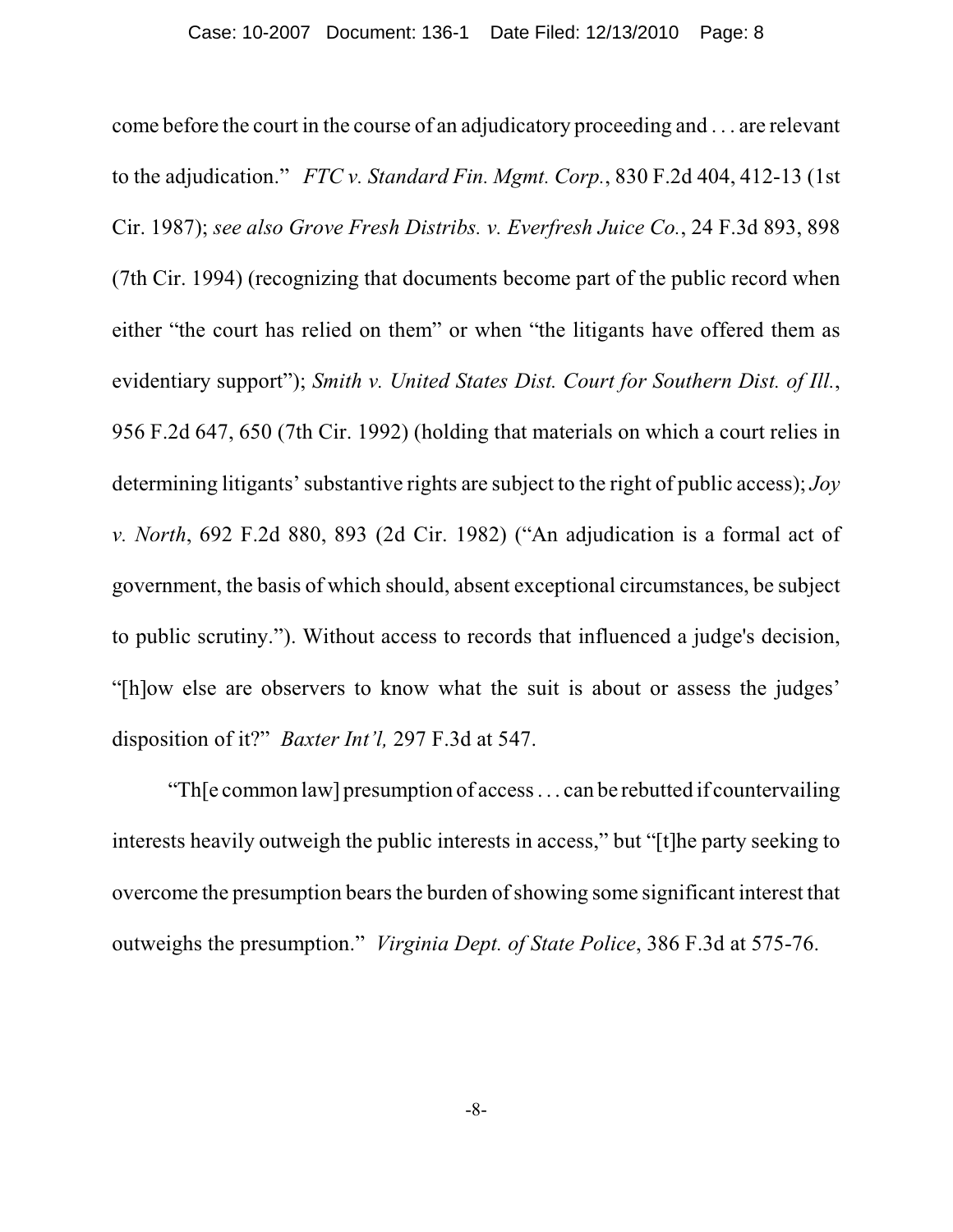come before the court in the course of an adjudicatory proceeding and . . . are relevant to the adjudication." *FTC v. Standard Fin. Mgmt. Corp.*, 830 F.2d 404, 412-13 (1st Cir. 1987); *see also Grove Fresh Distribs. v. Everfresh Juice Co.*, 24 F.3d 893, 898 (7th Cir. 1994) (recognizing that documents become part of the public record when either "the court has relied on them" or when "the litigants have offered them as evidentiary support"); *Smith v. United States Dist. Court for Southern Dist. of Ill.*, 956 F.2d 647, 650 (7th Cir. 1992) (holding that materials on which a court relies in determining litigants' substantive rights are subject to the right of public access); *Joy v. North*, 692 F.2d 880, 893 (2d Cir. 1982) ("An adjudication is a formal act of government, the basis of which should, absent exceptional circumstances, be subject to public scrutiny."). Without access to records that influenced a judge's decision, "[h]ow else are observers to know what the suit is about or assess the judges' disposition of it?" *Baxter Int'l,* 297 F.3d at 547.

"Th[e common law] presumption of access . . . can be rebutted if countervailing interests heavily outweigh the public interests in access," but "[t]he party seeking to overcome the presumption bears the burden of showing some significant interest that outweighs the presumption." *Virginia Dept. of State Police*, 386 F.3d at 575-76.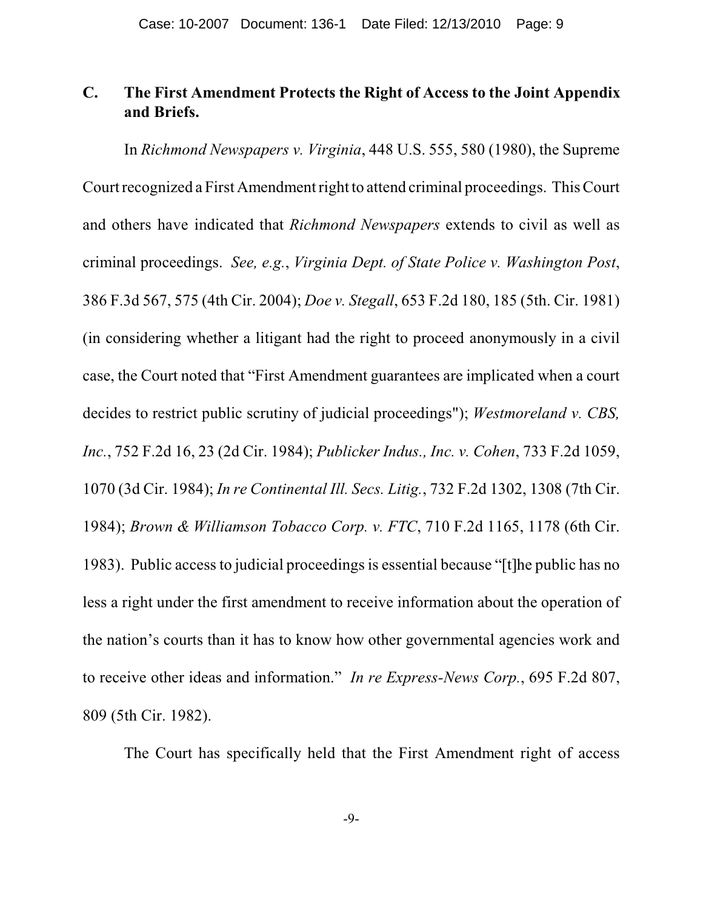### C. The First Amendment Protects the Right of Access to the Joint Appendix and Briefs.

In *Richmond Newspapers v. Virginia*, 448 U.S. 555, 580 (1980), the Supreme Court recognized a First Amendment right to attend criminal proceedings. This Court and others have indicated that *Richmond Newspapers* extends to civil as well as criminal proceedings. *See, e.g.*, *Virginia Dept. of State Police v. Washington Post*, 386 F.3d 567, 575 (4th Cir. 2004); *Doe v. Stegall*, 653 F.2d 180, 185 (5th. Cir. 1981) (in considering whether a litigant had the right to proceed anonymously in a civil case, the Court noted that "First Amendment guarantees are implicated when a court decides to restrict public scrutiny of judicial proceedings"); *Westmoreland v. CBS, Inc.*, 752 F.2d 16, 23 (2d Cir. 1984); *Publicker Indus., Inc. v. Cohen*, 733 F.2d 1059, 1070 (3d Cir. 1984); *In re Continental Ill. Secs. Litig.*, 732 F.2d 1302, 1308 (7th Cir. 1984); *Brown & Williamson Tobacco Corp. v. FTC*, 710 F.2d 1165, 1178 (6th Cir. 1983). Public access to judicial proceedings is essential because "[t]he public has no less a right under the first amendment to receive information about the operation of the nation's courts than it has to know how other governmental agencies work and to receive other ideas and information." *In re Express-News Corp.*, 695 F.2d 807, 809 (5th Cir. 1982).

The Court has specifically held that the First Amendment right of access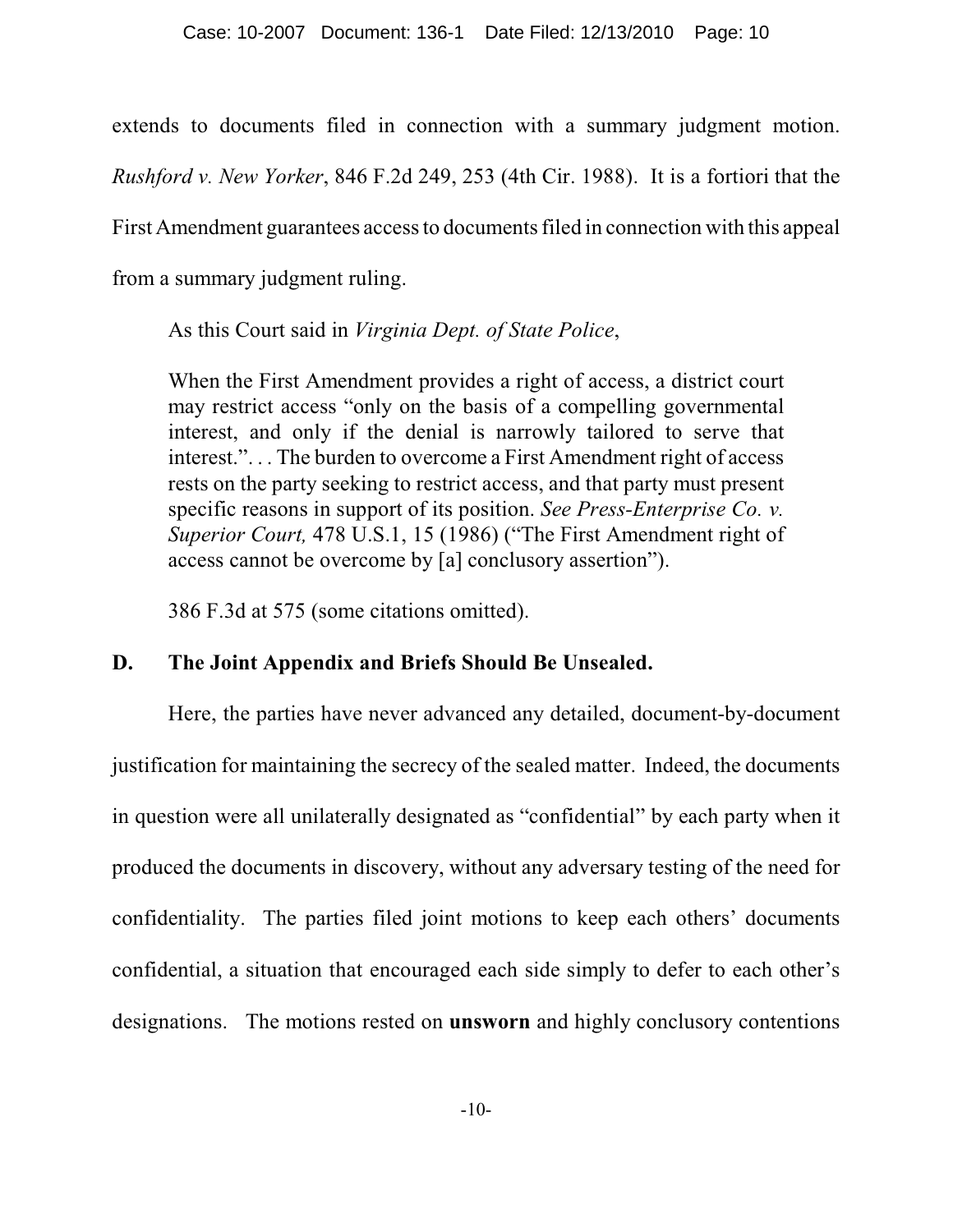extends to documents filed in connection with a summary judgment motion. *Rushford v. New Yorker*, 846 F.2d 249, 253 (4th Cir. 1988). It is a fortiori that the First Amendment guarantees access to documents filed in connection with this appeal from a summary judgment ruling.

As this Court said in *Virginia Dept. of State Police*,

> When the First Amendment provides a right of access, a district court may restrict access "only on the basis of a compelling governmental interest, and only if the denial is narrowly tailored to serve that interest.". . . The burden to overcome a First Amendment right of access rests on the party seeking to restrict access, and that party must present specific reasons in support of its position. *See Press-Enterprise Co. v. Superior Court,* 478 U.S.1, 15 (1986) ("The First Amendment right of access cannot be overcome by [a] conclusory assertion").

386 F.3d at 575 (some citations omitted).

## D. The Joint Appendix and Briefs Should Be Unsealed.

Here, the parties have never advanced any detailed, document-by-document justification for maintaining the secrecy of the sealed matter. Indeed, the documents in question were all unilaterally designated as "confidential" by each party when it produced the documents in discovery, without any adversary testing of the need for confidentiality. The parties filed joint motions to keep each others' documents confidential, a situation that encouraged each side simply to defer to each other's designations. The motions rested on **unsworn** and highly conclusory contentions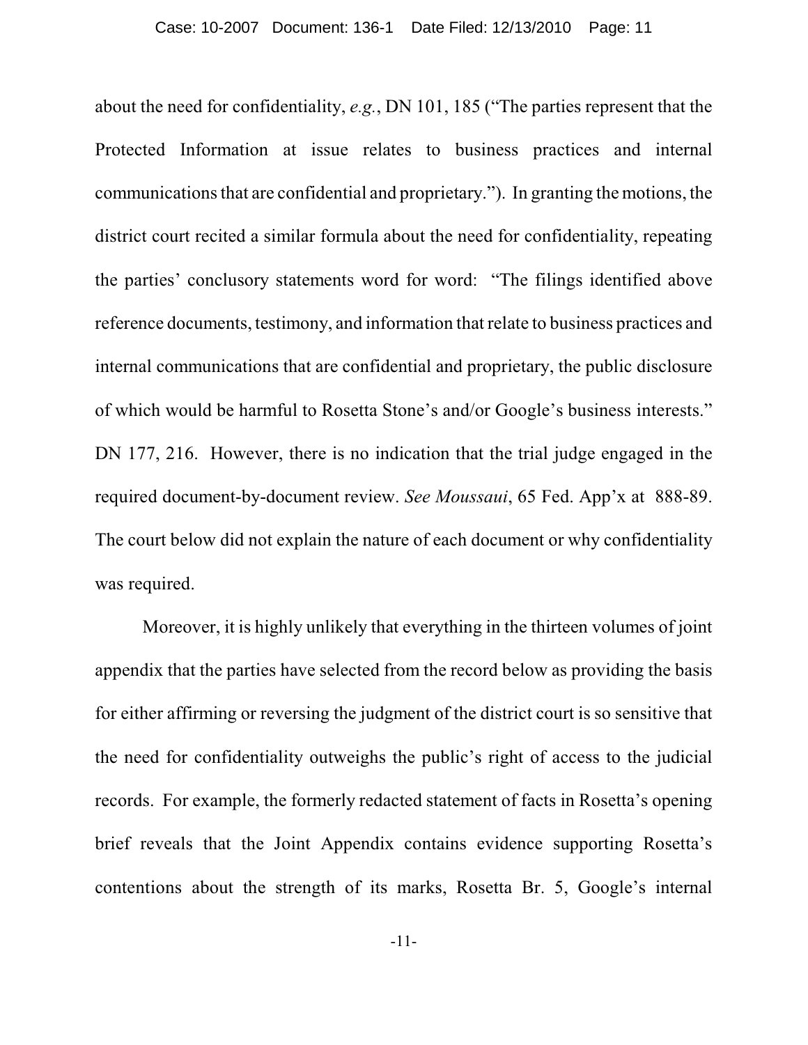about the need for confidentiality, *e.g.*, DN 101, 185 ("The parties represent that the Protected Information at issue relates to business practices and internal communications that are confidential and proprietary."). In granting the motions, the district court recited a similar formula about the need for confidentiality, repeating the parties' conclusory statements word for word: "The filings identified above reference documents, testimony, and information that relate to business practices and internal communications that are confidential and proprietary, the public disclosure of which would be harmful to Rosetta Stone's and/or Google's business interests." DN 177, 216. However, there is no indication that the trial judge engaged in the required document-by-document review. *See Moussaui*, 65 Fed. App'x at 888-89. The court below did not explain the nature of each document or why confidentiality was required.

Moreover, it is highly unlikely that everything in the thirteen volumes of joint appendix that the parties have selected from the record below as providing the basis for either affirming or reversing the judgment of the district court is so sensitive that the need for confidentiality outweighs the public's right of access to the judicial records. For example, the formerly redacted statement of facts in Rosetta's opening brief reveals that the Joint Appendix contains evidence supporting Rosetta's contentions about the strength of its marks, Rosetta Br. 5, Google's internal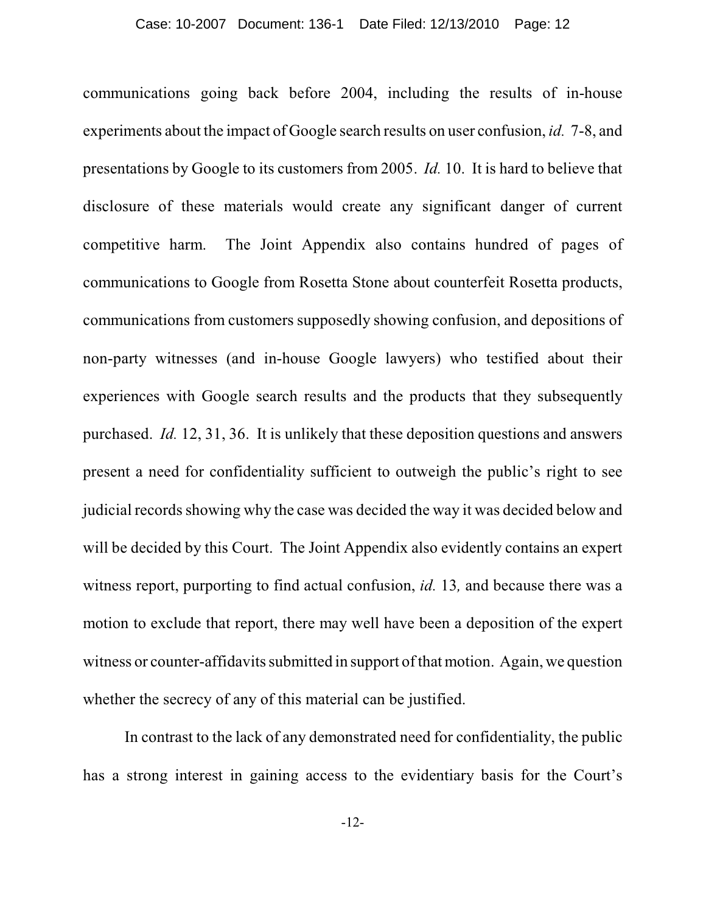communications going back before 2004, including the results of in-house experiments about the impact of Google search results on user confusion, *id.* 7-8, and presentations by Google to its customers from 2005. *Id.* 10. It is hard to believe that disclosure of these materials would create any significant danger of current competitive harm. The Joint Appendix also contains hundred of pages of communications to Google from Rosetta Stone about counterfeit Rosetta products, communications from customers supposedly showing confusion, and depositions of non-party witnesses (and in-house Google lawyers) who testified about their experiences with Google search results and the products that they subsequently purchased. *Id.* 12, 31, 36. It is unlikely that these deposition questions and answers present a need for confidentiality sufficient to outweigh the public's right to see judicial records showing why the case was decided the way it was decided below and will be decided by this Court. The Joint Appendix also evidently contains an expert witness report, purporting to find actual confusion, *id.* 13*,* and because there was a motion to exclude that report, there may well have been a deposition of the expert witness or counter-affidavits submitted in support of that motion. Again, we question whether the secrecy of any of this material can be justified.

In contrast to the lack of any demonstrated need for confidentiality, the public has a strong interest in gaining access to the evidentiary basis for the Court's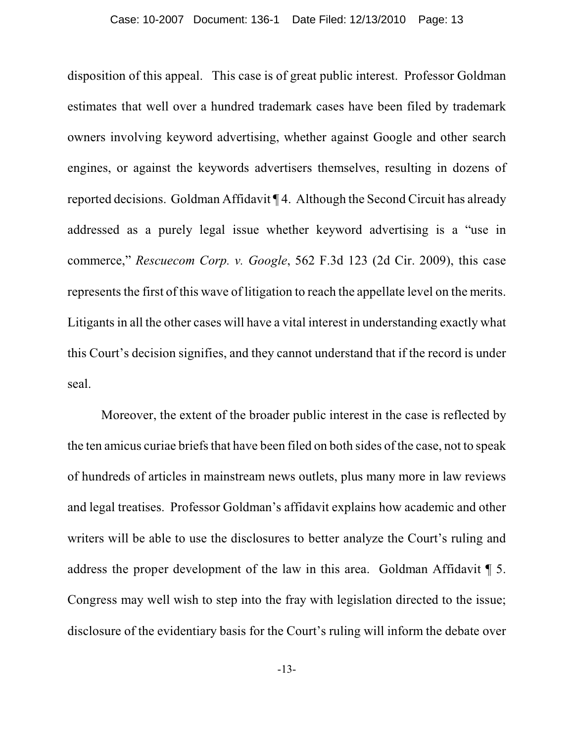disposition of this appeal. This case is of great public interest. Professor Goldman estimates that well over a hundred trademark cases have been filed by trademark owners involving keyword advertising, whether against Google and other search engines, or against the keywords advertisers themselves, resulting in dozens of reported decisions. Goldman Affidavit ¶ 4. Although the Second Circuit has already addressed as a purely legal issue whether keyword advertising is a "use in commerce," *Rescuecom Corp. v. Google*, 562 F.3d 123 (2d Cir. 2009), this case represents the first of this wave of litigation to reach the appellate level on the merits. Litigants in all the other cases will have a vital interest in understanding exactly what this Court's decision signifies, and they cannot understand that if the record is under seal.

Moreover, the extent of the broader public interest in the case is reflected by the ten amicus curiae briefs that have been filed on both sides of the case, not to speak of hundreds of articles in mainstream news outlets, plus many more in law reviews and legal treatises. Professor Goldman's affidavit explains how academic and other writers will be able to use the disclosures to better analyze the Court's ruling and address the proper development of the law in this area. Goldman Affidavit ¶ 5. Congress may well wish to step into the fray with legislation directed to the issue; disclosure of the evidentiary basis for the Court's ruling will inform the debate over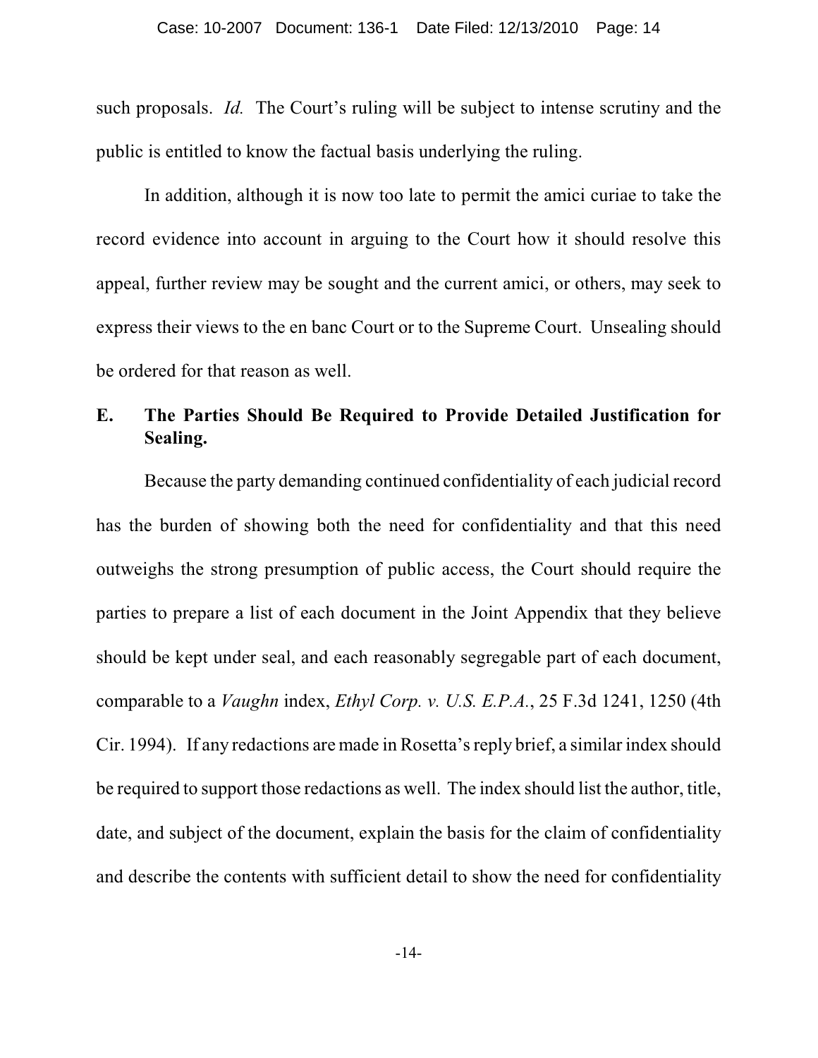such proposals. *Id.* The Court's ruling will be subject to intense scrutiny and the public is entitled to know the factual basis underlying the ruling.

In addition, although it is now too late to permit the amici curiae to take the record evidence into account in arguing to the Court how it should resolve this appeal, further review may be sought and the current amici, or others, may seek to express their views to the en banc Court or to the Supreme Court. Unsealing should be ordered for that reason as well.

### E. The Parties Should Be Required to Provide Detailed Justification for Sealing.

Because the party demanding continued confidentiality of each judicial record has the burden of showing both the need for confidentiality and that this need outweighs the strong presumption of public access, the Court should require the parties to prepare a list of each document in the Joint Appendix that they believe should be kept under seal, and each reasonably segregable part of each document, comparable to a *Vaughn* index, *Ethyl Corp. v. U.S. E.P.A.*, 25 F.3d 1241, 1250 (4th Cir. 1994). If any redactions are made in Rosetta's reply brief, a similar index should be required to support those redactions as well. The index should list the author, title, date, and subject of the document, explain the basis for the claim of confidentiality and describe the contents with sufficient detail to show the need for confidentiality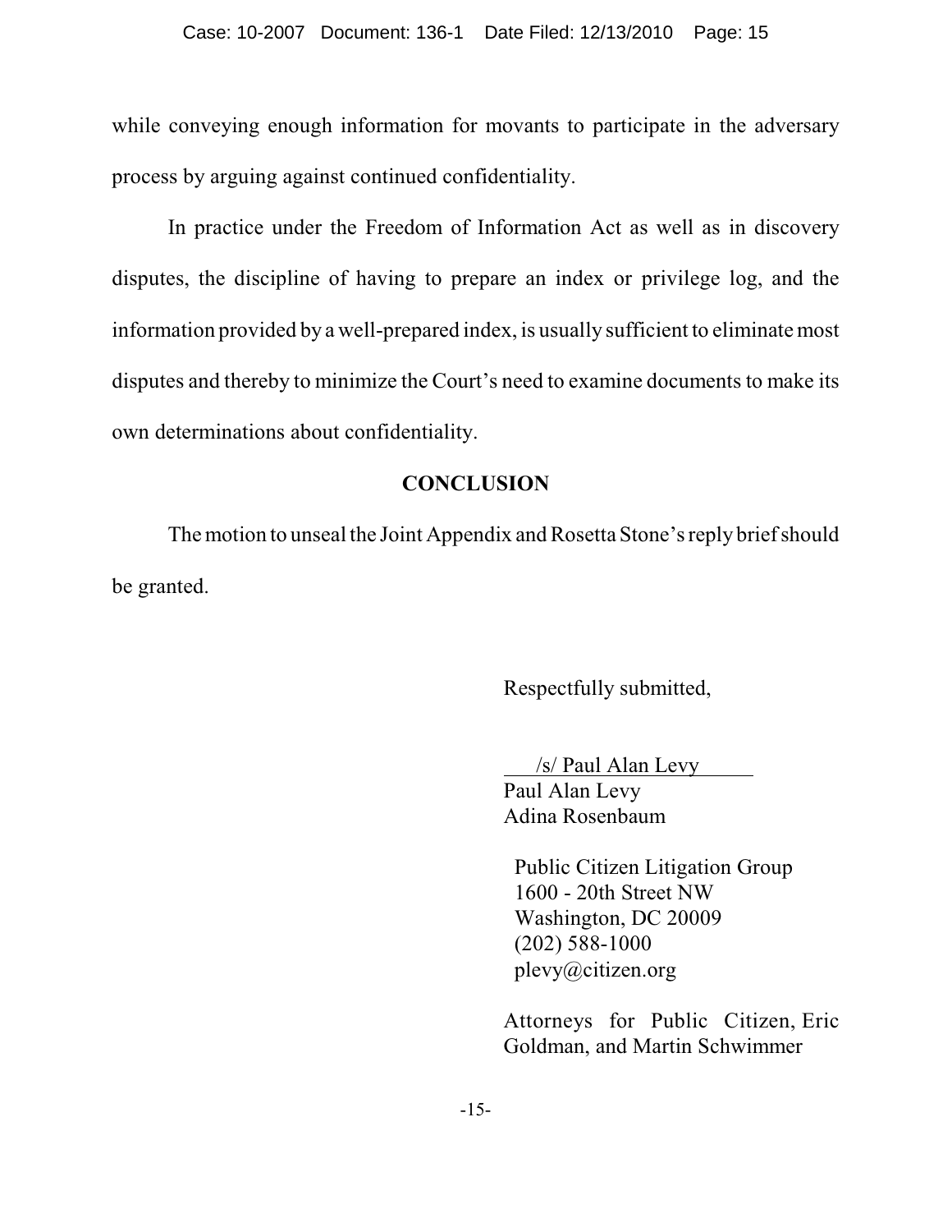while conveying enough information for movants to participate in the adversary process by arguing against continued confidentiality.

In practice under the Freedom of Information Act as well as in discovery disputes, the discipline of having to prepare an index or privilege log, and the information provided by a well-prepared index, is usually sufficient to eliminate most disputes and thereby to minimize the Court's need to examine documents to make its own determinations about confidentiality.

## CONCLUSION

The motion to unseal the Joint Appendix and Rosetta Stone's reply brief should be granted.

Respectfully submitted,

/s/ Paul Alan Levy
Paul Alan Levy
Adina Rosenbaum

Public Citizen Litigation Group
1600 - 20th Street NW
Washington, DC 20009
(202) 588-1000
plevy@citizen.org

Attorneys for Public Citizen, Eric Goldman, and Martin Schwimmer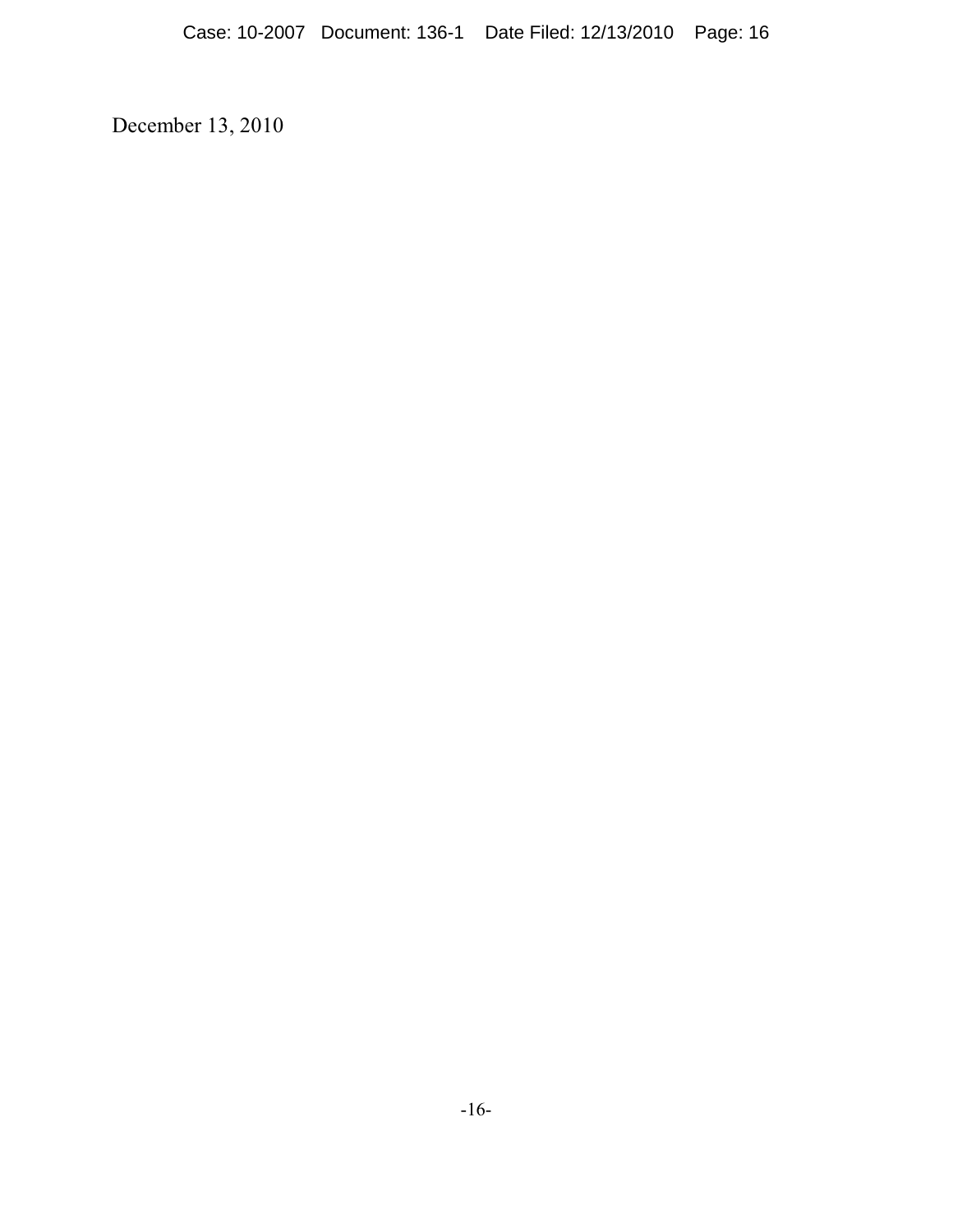December 13, 2010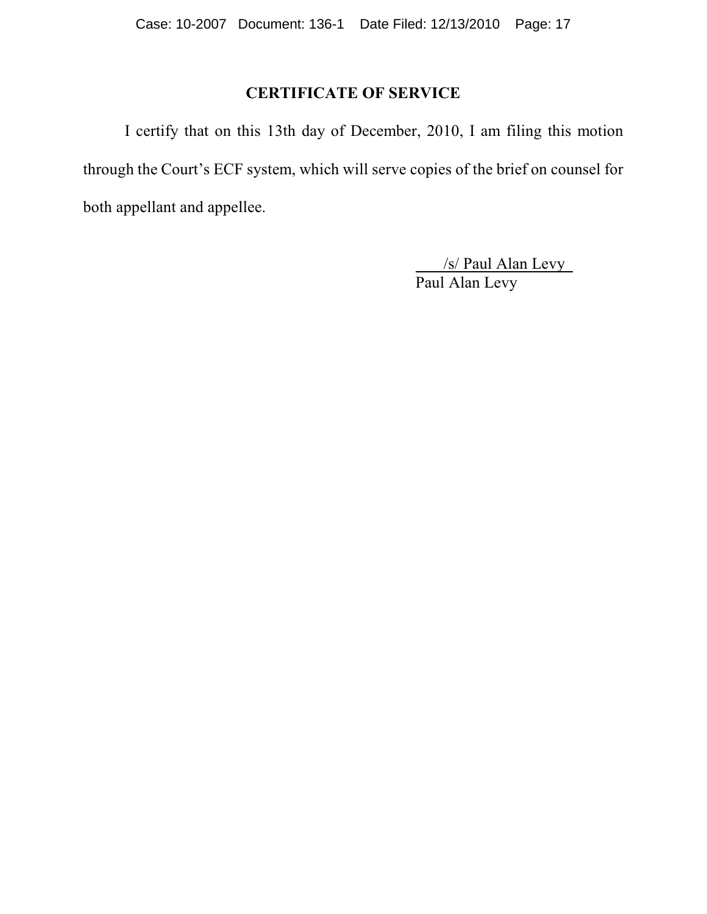## CERTIFICATE OF SERVICE

I certify that on this 13th day of December, 2010, I am filing this motion through the Court's ECF system, which will serve copies of the brief on counsel for both appellant and appellee.

/s/ Paul Alan Levy
Paul Alan Levy